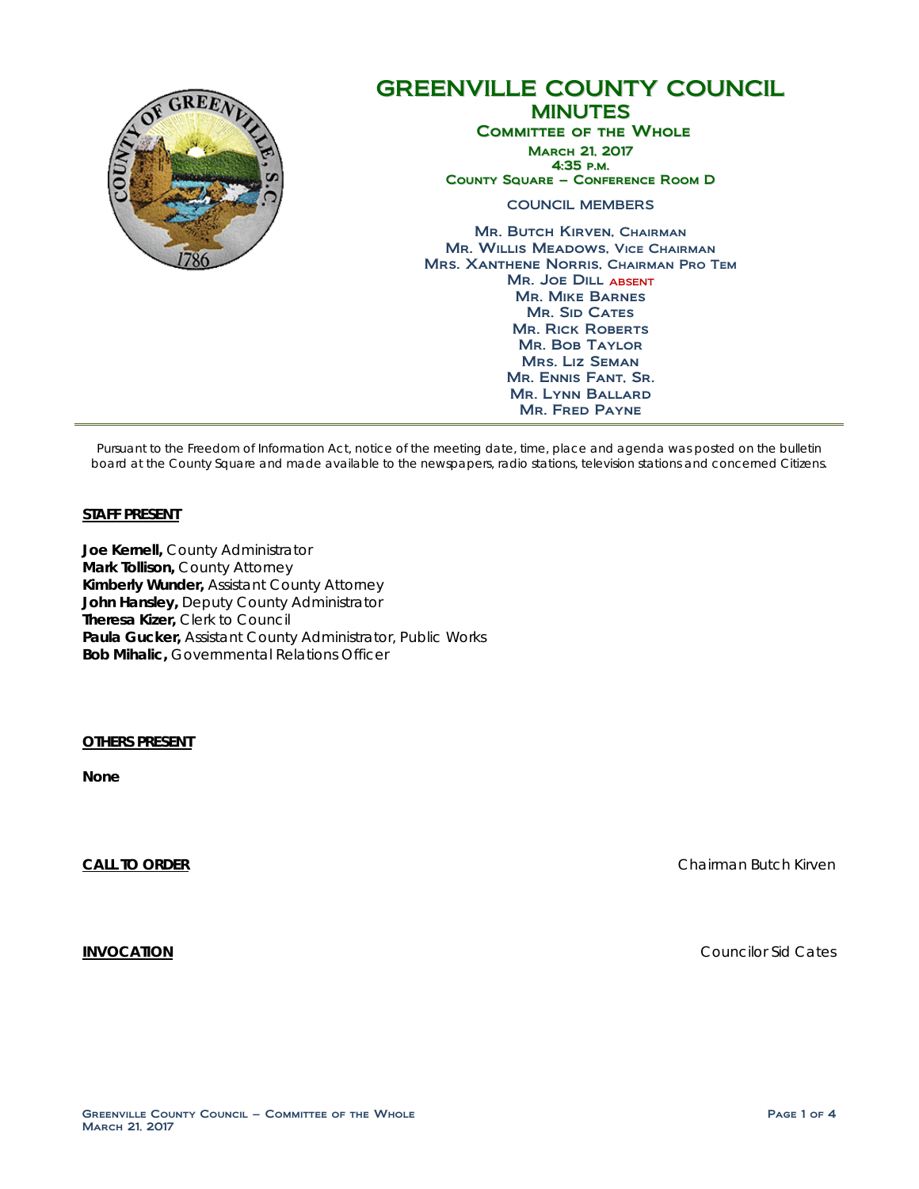# GREENVILLE COUNTY COUNCIL
## MINUTES
### Committee of the Whole
March 21, 2017
4:35 p.m.
County Square – Conference Room D

COUNCIL MEMBERS

Mr. Butch Kirven, Chairman
Mr. Willis Meadows, Vice Chairman
Mrs. Xanthene Norris, Chairman Pro Tem
Mr. Joe Dill absent
Mr. Mike Barnes
Mr. Sid Cates
Mr. Rick Roberts
Mr. Bob Taylor
Mrs. Liz Seman
Mr. Ennis Fant, Sr.
Mr. Lynn Ballard
Mr. Fred Payne

---

*Pursuant to the Freedom of Information Act, notice of the meeting date, time, place and agenda was posted on the bulletin board at the County Square and made available to the newspapers, radio stations, television stations and concerned Citizens.*

**STAFF PRESENT**

**Joe Kernell,** County Administrator
**Mark Tollison,** County Attorney
**Kimberly Wunder,** Assistant County Attorney
**John Hansley,** Deputy County Administrator
**Theresa Kizer,** Clerk to Council
**Paula Gucker,** Assistant County Administrator, Public Works
**Bob Mihalic,** Governmental Relations Officer

**OTHERS PRESENT**

**None**

**CALL TO ORDER** — Chairman Butch Kirven

**INVOCATION** — Councilor Sid Cates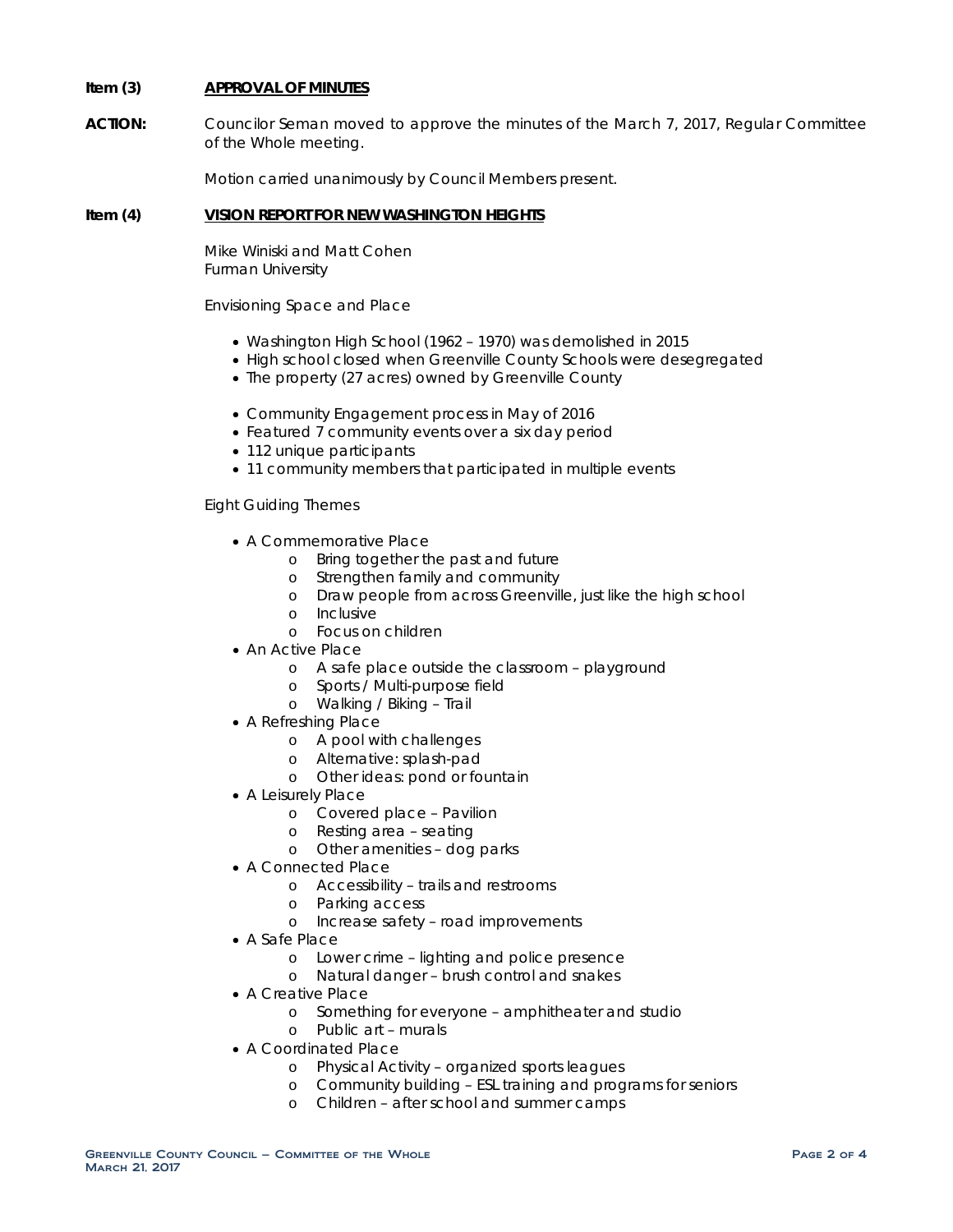**Item (3)** **APPROVAL OF MINUTES**

**ACTION:** Councilor Seman moved to approve the minutes of the March 7, 2017, Regular Committee of the Whole meeting.

Motion carried unanimously by Council Members present.

**Item (4)** **VISION REPORT FOR NEW WASHINGTON HEIGHTS**

Mike Winiski and Matt Cohen
Furman University

Envisioning Space and Place

- Washington High School (1962 – 1970) was demolished in 2015
- High school closed when Greenville County Schools were desegregated
- The property (27 acres) owned by Greenville County

- Community Engagement process in May of 2016
- Featured 7 community events over a six day period
- 112 unique participants
- 11 community members that participated in multiple events

Eight Guiding Themes

- A Commemorative Place
  - Bring together the past and future
  - Strengthen family and community
  - Draw people from across Greenville, just like the high school
  - Inclusive
  - Focus on children
- An Active Place
  - A safe place outside the classroom – playground
  - Sports / Multi-purpose field
  - Walking / Biking – Trail
- A Refreshing Place
  - A pool with challenges
  - Alternative: splash-pad
  - Other ideas: pond or fountain
- A Leisurely Place
  - Covered place – Pavilion
  - Resting area – seating
  - Other amenities – dog parks
- A Connected Place
  - Accessibility – trails and restrooms
  - Parking access
  - Increase safety – road improvements
- A Safe Place
  - Lower crime – lighting and police presence
  - Natural danger – brush control and snakes
- A Creative Place
  - Something for everyone – amphitheater and studio
  - Public art – murals
- A Coordinated Place
  - Physical Activity – organized sports leagues
  - Community building – ESL training and programs for seniors
  - Children – after school and summer camps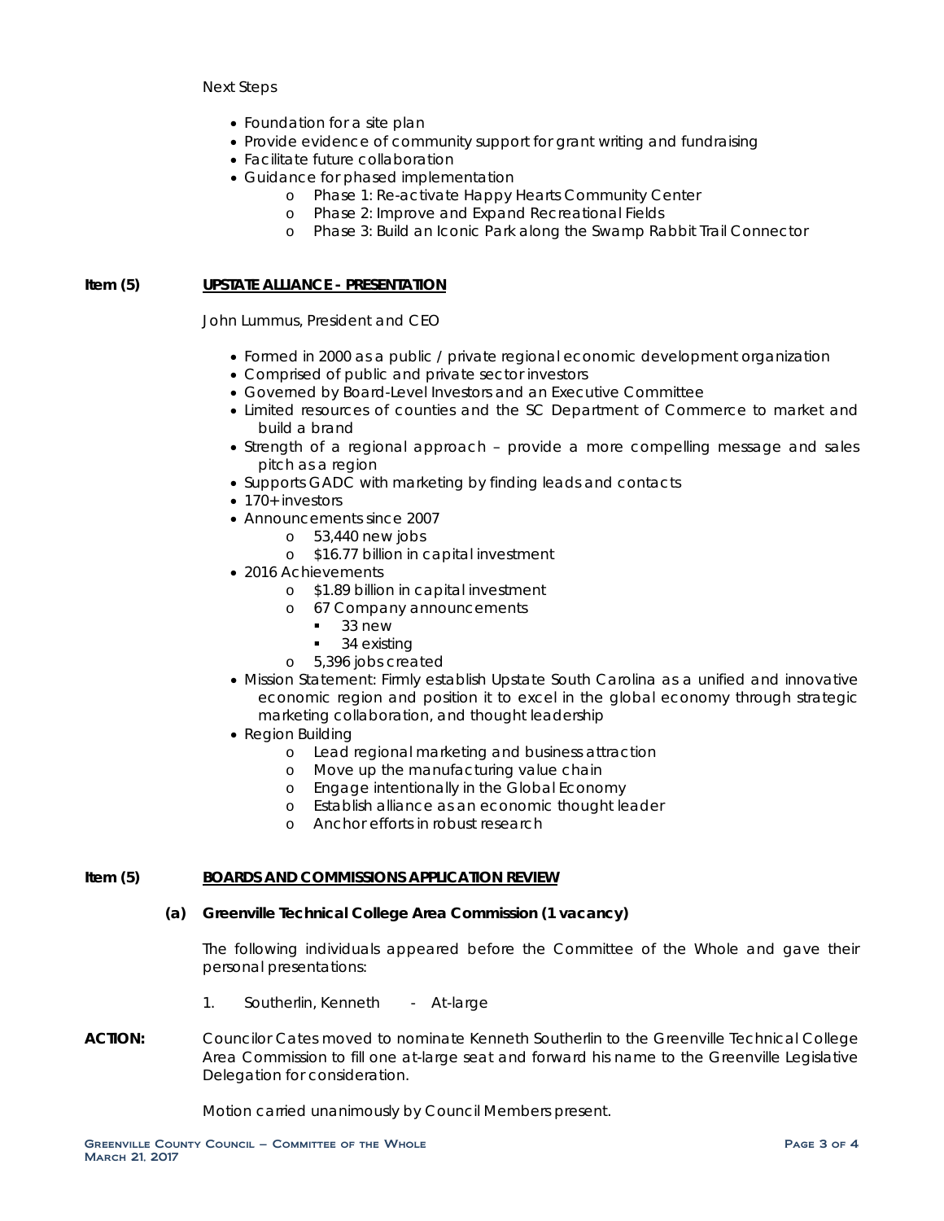Next Steps

- Foundation for a site plan
- Provide evidence of community support for grant writing and fundraising
- Facilitate future collaboration
- Guidance for phased implementation
    - Phase 1: Re-activate Happy Hearts Community Center
    - Phase 2: Improve and Expand Recreational Fields
    - Phase 3: Build an Iconic Park along the Swamp Rabbit Trail Connector

**Item (5)** **UPSTATE ALLIANCE - PRESENTATION**

John Lummus, President and CEO

- Formed in 2000 as a public / private regional economic development organization
- Comprised of public and private sector investors
- Governed by Board-Level Investors and an Executive Committee
- Limited resources of counties and the SC Department of Commerce to market and build a brand
- Strength of a regional approach – provide a more compelling message and sales pitch as a region
- Supports GADC with marketing by finding leads and contacts
- 170+ investors
- Announcements since 2007
    - 53,440 new jobs
    - $16.77 billion in capital investment
- 2016 Achievements
    - $1.89 billion in capital investment
    - 67 Company announcements
        - 33 new
        - 34 existing
    - 5,396 jobs created
- Mission Statement: Firmly establish Upstate South Carolina as a unified and innovative economic region and position it to excel in the global economy through strategic marketing collaboration, and thought leadership
- Region Building
    - Lead regional marketing and business attraction
    - Move up the manufacturing value chain
    - Engage intentionally in the Global Economy
    - Establish alliance as an economic thought leader
    - Anchor efforts in robust research

**Item (5)** **BOARDS AND COMMISSIONS APPLICATION REVIEW**

**(a) Greenville Technical College Area Commission (1 vacancy)**

The following individuals appeared before the Committee of the Whole and gave their personal presentations:

1. Southerlin, Kenneth - At-large

**ACTION:** Councilor Cates moved to nominate Kenneth Southerlin to the Greenville Technical College Area Commission to fill one at-large seat and forward his name to the Greenville Legislative Delegation for consideration.

Motion carried unanimously by Council Members present.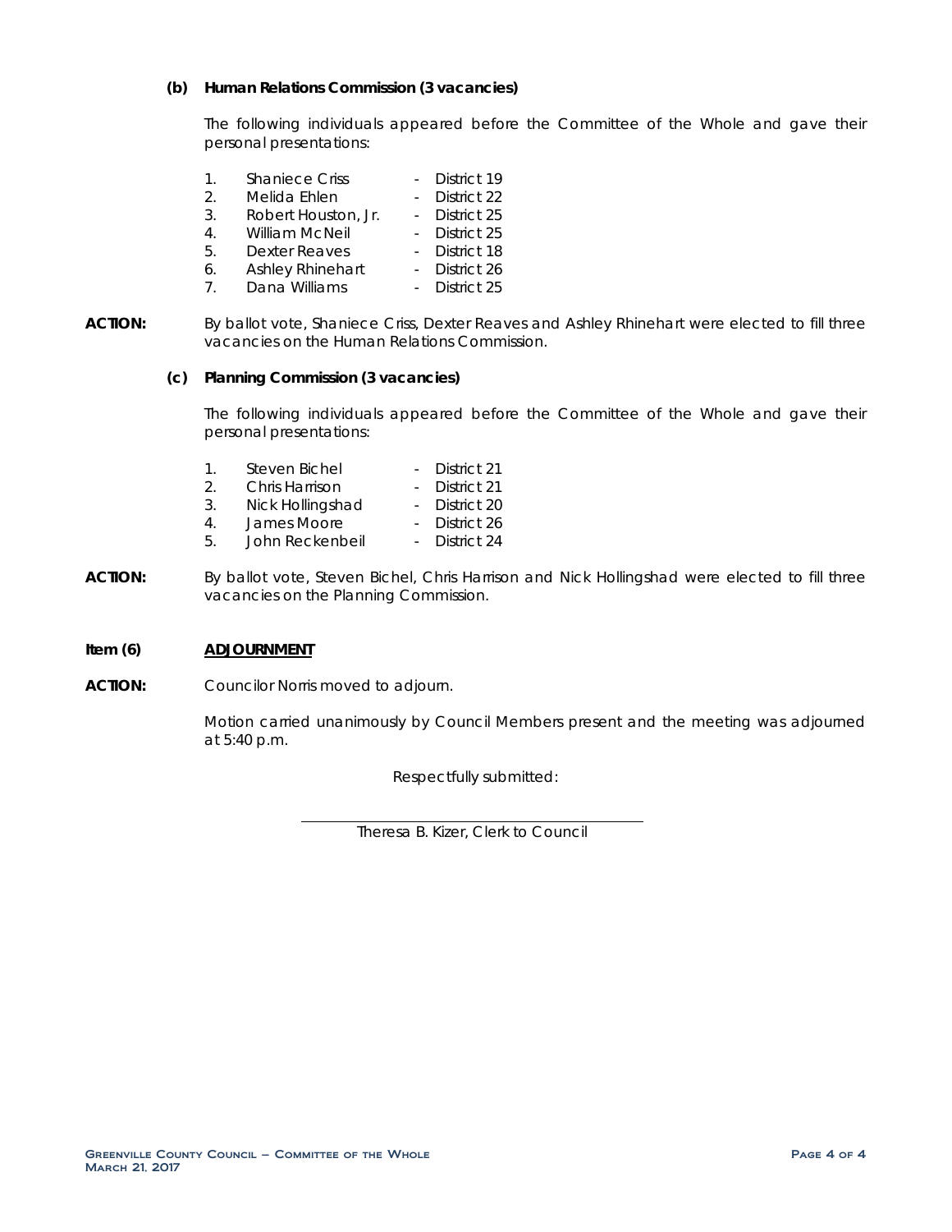**(b) Human Relations Commission (3 vacancies)**

The following individuals appeared before the Committee of the Whole and gave their personal presentations:

1. Shaniece Criss - District 19
2. Melida Ehlen - District 22
3. Robert Houston, Jr. - District 25
4. William McNeil - District 25
5. Dexter Reaves - District 18
6. Ashley Rhinehart - District 26
7. Dana Williams - District 25

**ACTION:** By ballot vote, Shaniece Criss, Dexter Reaves and Ashley Rhinehart were elected to fill three vacancies on the Human Relations Commission.

**(c) Planning Commission (3 vacancies)**

The following individuals appeared before the Committee of the Whole and gave their personal presentations:

1. Steven Bichel - District 21
2. Chris Harrison - District 21
3. Nick Hollingshad - District 20
4. James Moore - District 26
5. John Reckenbeil - District 24

**ACTION:** By ballot vote, Steven Bichel, Chris Harrison and Nick Hollingshad were elected to fill three vacancies on the Planning Commission.

**Item (6)** **ADJOURNMENT**

**ACTION:** Councilor Norris moved to adjourn.

Motion carried unanimously by Council Members present and the meeting was adjourned at 5:40 p.m.

Respectfully submitted:

Theresa B. Kizer, Clerk to Council